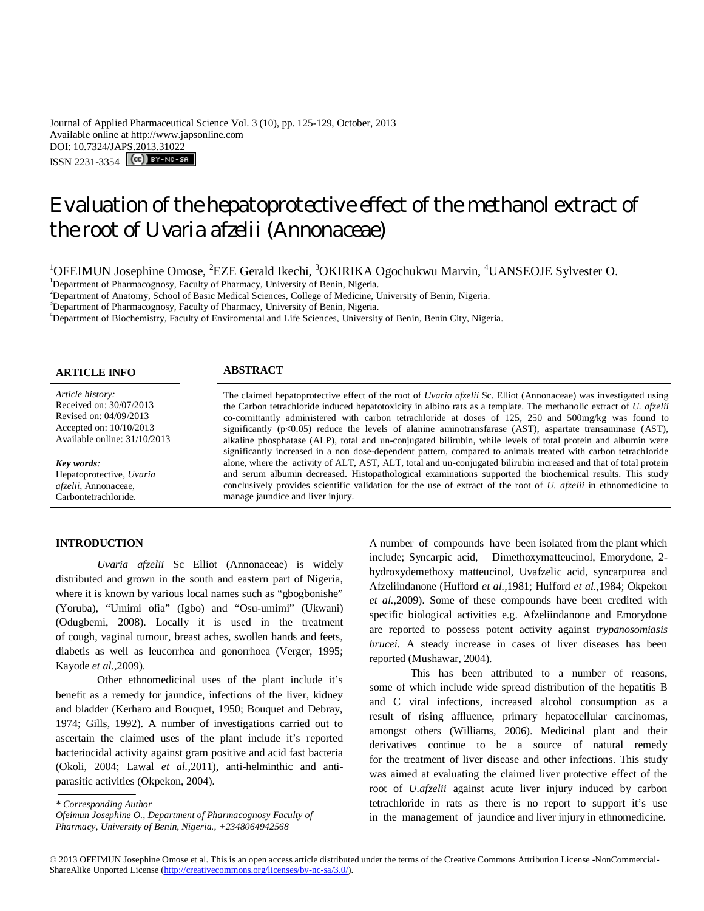Journal of Applied Pharmaceutical Science Vol. 3 (10), pp. 125-129, October, 2013
Available online at http://www.japsonline.com
DOI: 10.7324/JAPS.2013.31022
ISSN 2231-3354

# Evaluation of the hepatoprotective effect of the methanol extract of the root of *Uvaria afzelii* (Annonaceae)

[1]OFEIMUN Josephine Omose, [2]EZE Gerald Ikechi, [3]OKIRIKA Ogochukwu Marvin, [4]UANSEOJE Sylvester O.

[1]Department of Pharmacognosy, Faculty of Pharmacy, University of Benin, Nigeria.
[2]Department of Anatomy, School of Basic Medical Sciences, College of Medicine, University of Benin, Nigeria.
[3]Department of Pharmacognosy, Faculty of Pharmacy, University of Benin, Nigeria.
[4]Department of Biochemistry, Faculty of Enviromental and Life Sciences, University of Benin, Benin City, Nigeria.

## ARTICLE INFO

*Article history:*
Received on: 30/07/2013
Revised on: 04/09/2013
Accepted on: 10/10/2013
Available online: 31/10/2013

*Key words:*
Hepatoprotective, *Uvaria afzelii*, Annonaceae, Carbontetrachloride.

## ABSTRACT

The claimed hepatoprotective effect of the root of *Uvaria afzelii* Sc. Elliot (Annonaceae) was investigated using the Carbon tetrachloride induced hepatotoxicity in albino rats as a template. The methanolic extract of *U. afzelii* co-comittantly administered with carbon tetrachloride at doses of 125, 250 and 500mg/kg was found to significantly ($p<0.05$) reduce the levels of alanine aminotransfarase (AST), aspartate transaminase (AST), alkaline phosphatase (ALP), total and un-conjugated bilirubin, while levels of total protein and albumin were significantly increased in a non dose-dependent pattern, compared to animals treated with carbon tetrachloride alone, where the activity of ALT, AST, ALT, total and un-conjugated bilirubin increased and that of total protein and serum albumin decreased. Histopathological examinations supported the biochemical results. This study conclusively provides scientific validation for the use of extract of the root of *U. afzelii* in ethnomedicine to manage jaundice and liver injury.

## INTRODUCTION

*Uvaria afzelii* Sc Elliot (Annonaceae) is widely distributed and grown in the south and eastern part of Nigeria, where it is known by various local names such as "gbogbonishe" (Yoruba), "Umimi ofia" (Igbo) and "Osu-umimi" (Ukwani) (Odugbemi, 2008). Locally it is used in the treatment of cough, vaginal tumour, breast aches, swollen hands and feets, diabetis as well as leucorrhea and gonorrhoea (Verger, 1995; Kayode *et al.*,2009).

Other ethnomedicinal uses of the plant include it's benefit as a remedy for jaundice, infections of the liver, kidney and bladder (Kerharo and Bouquet, 1950; Bouquet and Debray, 1974; Gills, 1992). A number of investigations carried out to ascertain the claimed uses of the plant include it's reported bacteriocidal activity against gram positive and acid fast bacteria (Okoli, 2004; Lawal *et al.*,2011), anti-helminthic and anti-parasitic activities (Okpekon, 2004).

A number of compounds have been isolated from the plant which include; Syncarpic acid, Dimethoxymatteucinol, Emorydone, 2-hydroxydemethoxy matteucinol, Uvafzelic acid, syncarpurea and Afzeliindanone (Hufford *et al.*,1981; Hufford *et al.*,1984; Okpekon *et al.*,2009). Some of these compounds have been credited with specific biological activities e.g. Afzeliindanone and Emorydone are reported to possess potent activity against *trypanosomiasis brucei.* A steady increase in cases of liver diseases has been reported (Mushawar, 2004).

This has been attributed to a number of reasons, some of which include wide spread distribution of the hepatitis B and C viral infections, increased alcohol consumption as a result of rising affluence, primary hepatocellular carcinomas, amongst others (Williams, 2006). Medicinal plant and their derivatives continue to be a source of natural remedy for the treatment of liver disease and other infections. This study was aimed at evaluating the claimed liver protective effect of the root of *U.afzelii* against acute liver injury induced by carbon tetrachloride in rats as there is no report to support it's use in the management of jaundice and liver injury in ethnomedicine.

\* *Corresponding Author*
*Ofeimun Josephine O., Department of Pharmacognosy Faculty of Pharmacy, University of Benin, Nigeria., +2348064942568*

© 2013 OFEIMUN Josephine Omose et al. This is an open access article distributed under the terms of the Creative Commons Attribution License -NonCommercial-ShareAlike Unported License (http://creativecommons.org/licenses/by-nc-sa/3.0/).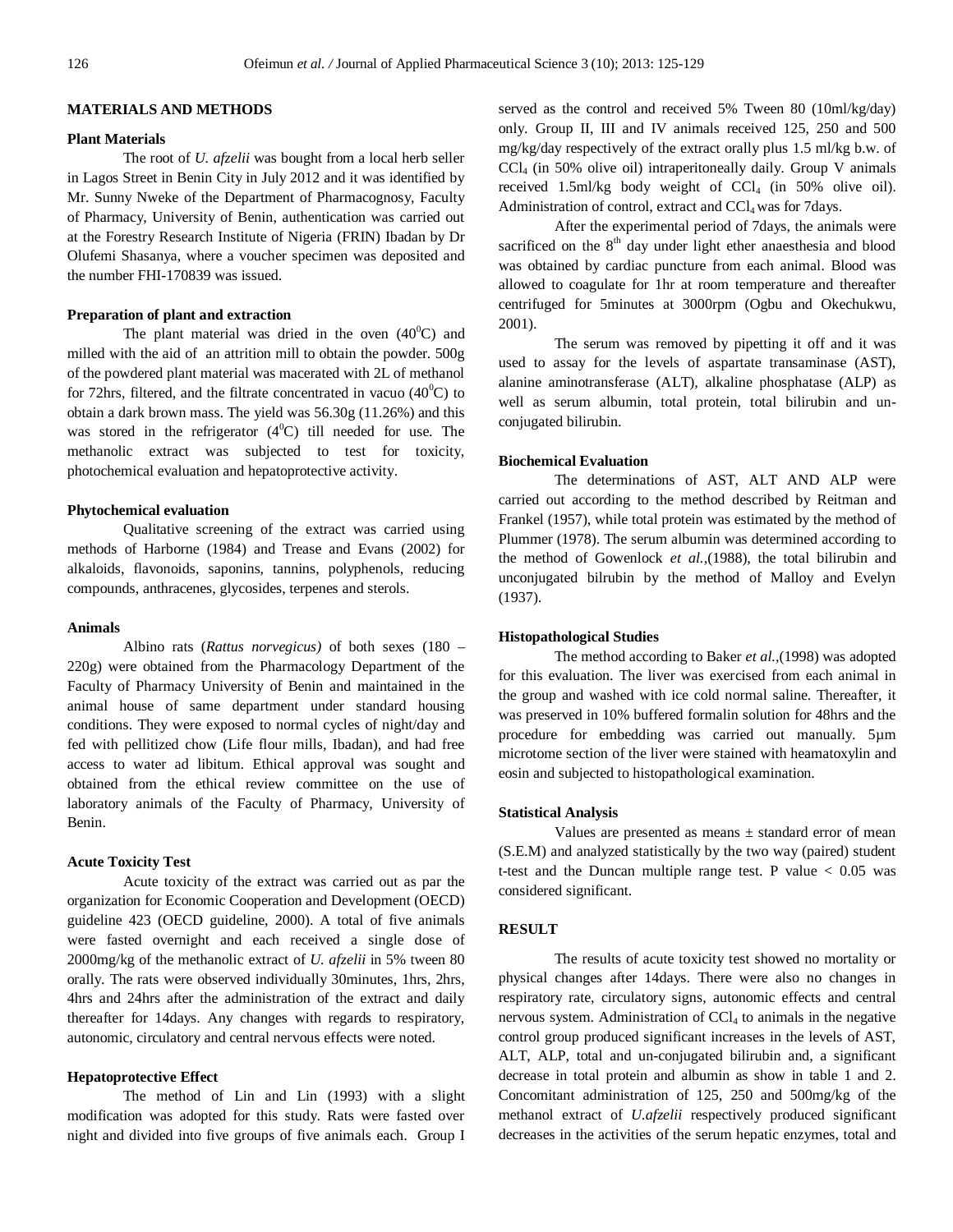## MATERIALS AND METHODS

### Plant Materials

The root of *U. afzelii* was bought from a local herb seller in Lagos Street in Benin City in July 2012 and it was identified by Mr. Sunny Nweke of the Department of Pharmacognosy, Faculty of Pharmacy, University of Benin, authentication was carried out at the Forestry Research Institute of Nigeria (FRIN) Ibadan by Dr Olufemi Shasanya, where a voucher specimen was deposited and the number FHI-170839 was issued.

### Preparation of plant and extraction

The plant material was dried in the oven ($40^0$C) and milled with the aid of an attrition mill to obtain the powder. 500g of the powdered plant material was macerated with 2L of methanol for 72hrs, filtered, and the filtrate concentrated in vacuo ($40^0$C) to obtain a dark brown mass. The yield was 56.30g (11.26%) and this was stored in the refrigerator ($4^0$C) till needed for use. The methanolic extract was subjected to test for toxicity, photochemical evaluation and hepatoprotective activity.

### Phytochemical evaluation

Qualitative screening of the extract was carried using methods of Harborne (1984) and Trease and Evans (2002) for alkaloids, flavonoids, saponins, tannins, polyphenols, reducing compounds, anthracenes, glycosides, terpenes and sterols.

### Animals

Albino rats (*Rattus norvegicus)* of both sexes (180 – 220g) were obtained from the Pharmacology Department of the Faculty of Pharmacy University of Benin and maintained in the animal house of same department under standard housing conditions. They were exposed to normal cycles of night/day and fed with pellitized chow (Life flour mills, Ibadan), and had free access to water ad libitum. Ethical approval was sought and obtained from the ethical review committee on the use of laboratory animals of the Faculty of Pharmacy, University of Benin.

### Acute Toxicity Test

Acute toxicity of the extract was carried out as par the organization for Economic Cooperation and Development (OECD) guideline 423 (OECD guideline, 2000). A total of five animals were fasted overnight and each received a single dose of 2000mg/kg of the methanolic extract of *U. afzelii* in 5% tween 80 orally. The rats were observed individually 30minutes, 1hrs, 2hrs, 4hrs and 24hrs after the administration of the extract and daily thereafter for 14days. Any changes with regards to respiratory, autonomic, circulatory and central nervous effects were noted.

### Hepatoprotective Effect

The method of Lin and Lin (1993) with a slight modification was adopted for this study. Rats were fasted over night and divided into five groups of five animals each. Group I served as the control and received 5% Tween 80 (10ml/kg/day) only. Group II, III and IV animals received 125, 250 and 500 mg/kg/day respectively of the extract orally plus 1.5 ml/kg b.w. of $CCl_4$ (in 50% olive oil) intraperitoneally daily. Group V animals received 1.5ml/kg body weight of $CCl_4$ (in 50% olive oil). Administration of control, extract and $CCl_4$ was for 7days.

After the experimental period of 7days, the animals were sacrificed on the 8th day under light ether anaesthesia and blood was obtained by cardiac puncture from each animal. Blood was allowed to coagulate for 1hr at room temperature and thereafter centrifuged for 5minutes at 3000rpm (Ogbu and Okechukwu, 2001).

The serum was removed by pipetting it off and it was used to assay for the levels of aspartate transaminase (AST), alanine aminotransferase (ALT), alkaline phosphatase (ALP) as well as serum albumin, total protein, total bilirubin and un-conjugated bilirubin.

### Biochemical Evaluation

The determinations of AST, ALT AND ALP were carried out according to the method described by Reitman and Frankel (1957), while total protein was estimated by the method of Plummer (1978). The serum albumin was determined according to the method of Gowenlock *et al.*,(1988), the total bilirubin and unconjugated bilrubin by the method of Malloy and Evelyn (1937).

### Histopathological Studies

The method according to Baker *et al.*,(1998) was adopted for this evaluation. The liver was exercised from each animal in the group and washed with ice cold normal saline. Thereafter, it was preserved in 10% buffered formalin solution for 48hrs and the procedure for embedding was carried out manually. 5µm microtome section of the liver were stained with heamatoxylin and eosin and subjected to histopathological examination.

### Statistical Analysis

Values are presented as means ± standard error of mean (S.E.M) and analyzed statistically by the two way (paired) student t-test and the Duncan multiple range test. P value < 0.05 was considered significant.

## RESULT

The results of acute toxicity test showed no mortality or physical changes after 14days. There were also no changes in respiratory rate, circulatory signs, autonomic effects and central nervous system. Administration of $CCl_4$ to animals in the negative control group produced significant increases in the levels of AST, ALT, ALP, total and un-conjugated bilirubin and, a significant decrease in total protein and albumin as show in table 1 and 2. Concomitant administration of 125, 250 and 500mg/kg of the methanol extract of *U.afzelii* respectively produced significant decreases in the activities of the serum hepatic enzymes, total and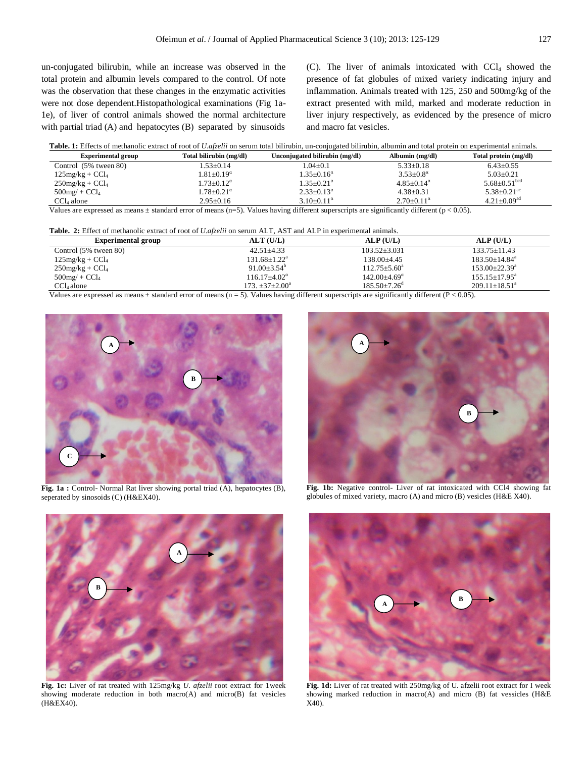un-conjugated bilirubin, while an increase was observed in the total protein and albumin levels compared to the control. Of note was the observation that these changes in the enzymatic activities were not dose dependent.Histopathological examinations (Fig 1a-1e), of liver of control animals showed the normal architecture with partial triad (A) and hepatocytes (B) separated by sinusoids (C). The liver of animals intoxicated with $CCl_4$ showed the presence of fat globules of mixed variety indicating injury and inflammation. Animals treated with 125, 250 and 500mg/kg of the extract presented with mild, marked and moderate reduction in liver injury respectively, as evidenced by the presence of micro and macro fat vesicles.

**Table. 1:** Effects of methanolic extract of root of *U.afzelii* on serum total bilirubin, un-conjugated bilirubin, albumin and total protein on experimental animals.

| Experimental group | Total bilirubin (mg/dl) | Unconjugated bilirubin (mg/dl) | Albumin (mg/dl) | Total protein (mg/dl) |
|---|---|---|---|---|
| Control (5% tween 80) | 1.53±0.14 | 1.04±0.1 | 5.33±0.18 | 6.43±0.55 |
| 125mg/kg + $CCl_4$ | 1.81±0.19$^{α}$ | 1.35±0.16$^{α}$ | 3.53±0.8$^{α}$ | 5.03±0.21 |
| 250mg/kg + $CCl_4$ | 1.73±0.12$^{α}$ | 1.35±0.21$^{α}$ | 4.85±0.14$^{α}$ | 5.68±0.51$^{bcd}$ |
| 500mg/ + $CCl_4$ | 1.78±0.21$^{α}$ | 2.33±0.13$^{α}$ | 4.38±0.31 | 5.38±0.21$^{ac}$ |
| $CCl_4$ alone | 2.95±0.16 | 3.10±0.11$^{α}$ | 2.70±0.11$^{α}$ | 4.21±0.09$^{ad}$ |

Values are expressed as means ± standard error of means (n=5). Values having different superscripts are significantly different ($p < 0.05$).

**Table. 2:** Effect of methanolic extract of root of *U.afzelii* on serum ALT, AST and ALP in experimental animals.

| Experimental group | ALT (U/L) | ALP (U/L) | ALP (U/L) |
|---|---|---|---|
| Control (5% tween 80) | 42.51±4.33 | 103.52±3.031 | 133.75±11.43 |
| 125mg/kg + $CCl_4$ | 131.68±1.22$^{a}$ | 138.00±4.45 | 183.50±14.84$^{a}$ |
| 250mg/kg + $CCl_4$ | 91.00±3.54$^{b}$ | 112.75±5.60$^{a}$ | 153.00±22.39$^{a}$ |
| 500mg/ + $CCl_4$ | 116.17±4.02$^{α}$ | 142.00±4.69$^{α}$ | 155.15±17.95$^{a}$ |
| $CCl_4$ alone | 173. ±37±2.00$^{a}$ | 185.50±7.26$^{d}$ | 209.11±18.51$^{a}$ |

Values are expressed as means ± standard error of means (n = 5). Values having different superscripts are significantly different ($P < 0.05$).

**Fig. 1a :** Control- Normal Rat liver showing portal triad (A), hepatocytes (B), seperated by sinosoids (C) (H&EX40).

**Fig. 1b:** Negative control- Liver of rat intoxicated with CCl4 showing fat globules of mixed variety, macro (A) and micro (B) vesicles (H&E X40).

**Fig. 1c:** Liver of rat treated with 125mg/kg *U. afzelii* root extract for 1week showing moderate reduction in both macro(A) and micro(B) fat vesicles (H&EX40).

**Fig. 1d:** Liver of rat treated with 250mg/kg of U. afzelii root extract for I week showing marked reduction in macro(A) and micro (B) fat vessicles (H&E X40).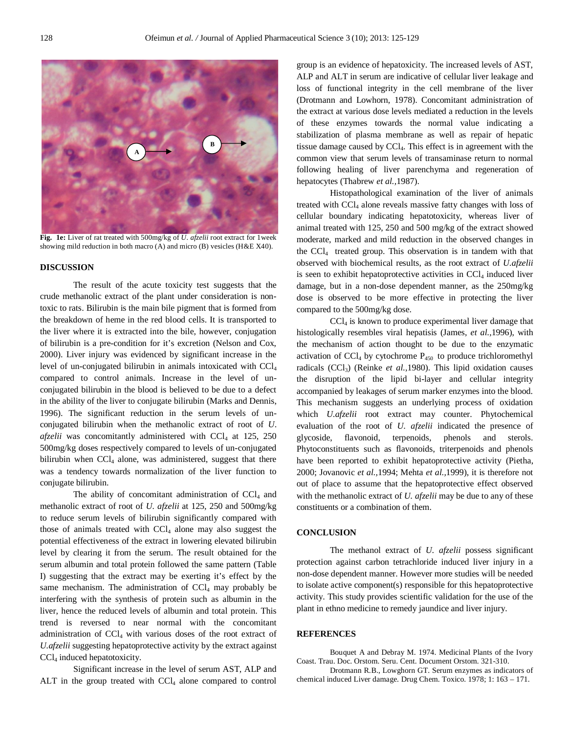**Fig. 1e:** Liver of rat treated with 500mg/kg of *U. afzelii* root extract for 1week showing mild reduction in both macro (A) and micro (B) vesicles (H&E X40).

## DISCUSSION

The result of the acute toxicity test suggests that the crude methanolic extract of the plant under consideration is non-toxic to rats. Bilirubin is the main bile pigment that is formed from the breakdown of heme in the red blood cells. It is transported to the liver where it is extracted into the bile, however, conjugation of bilirubin is a pre-condition for it's excretion (Nelson and Cox, 2000). Liver injury was evidenced by significant increase in the level of un-conjugated bilirubin in animals intoxicated with $CCl_4$ compared to control animals. Increase in the level of un-conjugated bilirubin in the blood is believed to be due to a defect in the ability of the liver to conjugate bilirubin (Marks and Dennis, 1996). The significant reduction in the serum levels of un-conjugated bilirubin when the methanolic extract of root of *U. afzelii* was concomitantly administered with $CCl_4$ at 125, 250 500mg/kg doses respectively compared to levels of un-conjugated bilirubin when $CCl_4$ alone, was administered, suggest that there was a tendency towards normalization of the liver function to conjugate bilirubin.

The ability of concomitant administration of $CCl_4$ and methanolic extract of root of *U. afzelii* at 125, 250 and 500mg/kg to reduce serum levels of bilirubin significantly compared with those of animals treated with $CCl_4$ alone may also suggest the potential effectiveness of the extract in lowering elevated bilirubin level by clearing it from the serum. The result obtained for the serum albumin and total protein followed the same pattern (Table I) suggesting that the extract may be exerting it's effect by the same mechanism. The administration of $CCl_4$ may probably be interfering with the synthesis of protein such as albumin in the liver, hence the reduced levels of albumin and total protein. This trend is reversed to near normal with the concomitant administration of $CCl_4$ with various doses of the root extract of *U.afzelii* suggesting hepatoprotective activity by the extract against $CCl_4$ induced hepatotoxicity.

Significant increase in the level of serum AST, ALP and ALT in the group treated with $CCl_4$ alone compared to control group is an evidence of hepatoxicity. The increased levels of AST, ALP and ALT in serum are indicative of cellular liver leakage and loss of functional integrity in the cell membrane of the liver (Drotmann and Lowhorn, 1978). Concomitant administration of the extract at various dose levels mediated a reduction in the levels of these enzymes towards the normal value indicating a stabilization of plasma membrane as well as repair of hepatic tissue damage caused by $CCl_4$. This effect is in agreement with the common view that serum levels of transaminase return to normal following healing of liver parenchyma and regeneration of hepatocytes (Thabrew *et al.*,1987).

Histopathological examination of the liver of animals treated with $CCl_4$ alone reveals massive fatty changes with loss of cellular boundary indicating hepatotoxicity, whereas liver of animal treated with 125, 250 and 500 mg/kg of the extract showed moderate, marked and mild reduction in the observed changes in the $CCl_4$ treated group. This observation is in tandem with that observed with biochemical results, as the root extract of *U.afzelii* is seen to exhibit hepatoprotective activities in $CCl_4$ induced liver damage, but in a non-dose dependent manner, as the 250mg/kg dose is observed to be more effective in protecting the liver compared to the 500mg/kg dose.

$CCl_4$ is known to produce experimental liver damage that histologically resembles viral hepatisis (James, *et al.*,1996), with the mechanism of action thought to be due to the enzymatic activation of $CCl_4$ by cytochrome $P_{450}$ to produce trichloromethyl radicals ($CCl_3$) (Reinke *et al.*,1980). This lipid oxidation causes the disruption of the lipid bi-layer and cellular integrity accompanied by leakages of serum marker enzymes into the blood. This mechanism suggests an underlying process of oxidation which *U.afzelii* root extract may counter. Phytochemical evaluation of the root of *U. afzelii* indicated the presence of glycoside, flavonoid, terpenoids, phenols and sterols. Phytoconstituents such as flavonoids, triterpenoids and phenols have been reported to exhibit hepatoprotective activity (Pietha, 2000; Jovanovic *et al.*,1994; Mehta *et al.*,1999), it is therefore not out of place to assume that the hepatoprotective effect observed with the methanolic extract of *U. afzelii* may be due to any of these constituents or a combination of them.

## CONCLUSION

The methanol extract of *U. afzelii* possess significant protection against carbon tetrachloride induced liver injury in a non-dose dependent manner. However more studies will be needed to isolate active component(s) responsible for this hepatoprotective activity. This study provides scientific validation for the use of the plant in ethno medicine to remedy jaundice and liver injury.

## REFERENCES

Bouquet A and Debray M. 1974. Medicinal Plants of the Ivory Coast. Trau. Doc. Orstom. Seru. Cent. Document Orstom. 321-310.

Drotmann R.B., Lowghorn GT. Serum enzymes as indicators of chemical induced Liver damage. Drug Chem. Toxico. 1978; 1: 163 – 171.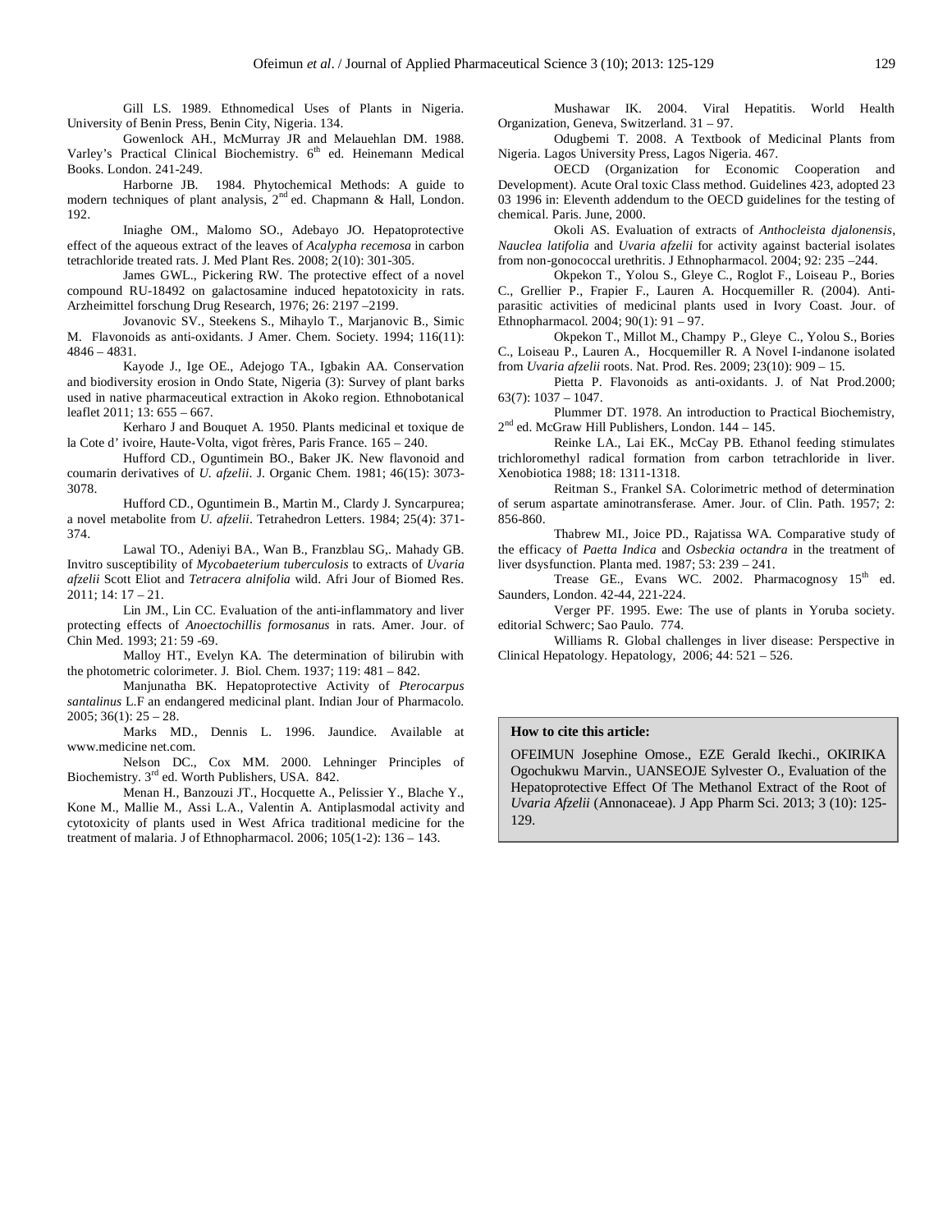Gill LS. 1989. Ethnomedical Uses of Plants in Nigeria. University of Benin Press, Benin City, Nigeria. 134.

Gowenlock AH., McMurray JR and Melauehlan DM. 1988. Varley's Practical Clinical Biochemistry. 6th ed. Heinemann Medical Books. London. 241-249.

Harborne JB. 1984. Phytochemical Methods: A guide to modern techniques of plant analysis, 2nd ed. Chapmann & Hall, London. 192.

Iniaghe OM., Malomo SO., Adebayo JO. Hepatoprotective effect of the aqueous extract of the leaves of *Acalypha recemosa* in carbon tetrachloride treated rats. J. Med Plant Res. 2008; 2(10): 301-305.

James GWL., Pickering RW. The protective effect of a novel compound RU-18492 on galactosamine induced hepatotoxicity in rats. Arzheimittel forschung Drug Research, 1976; 26: 2197 –2199.

Jovanovic SV., Steekens S., Mihaylo T., Marjanovic B., Simic M. Flavonoids as anti-oxidants. J Amer. Chem. Society. 1994; 116(11): 4846 – 4831.

Kayode J., Ige OE., Adejogo TA., Igbakin AA. Conservation and biodiversity erosion in Ondo State, Nigeria (3): Survey of plant barks used in native pharmaceutical extraction in Akoko region. Ethnobotanical leaflet 2011; 13: 655 – 667.

Kerharo J and Bouquet A. 1950. Plants medicinal et toxique de la Cote d' ivoire, Haute-Volta, vigot frères, Paris France. 165 – 240.

Hufford CD., Oguntimein BO., Baker JK. New flavonoid and coumarin derivatives of *U. afzelii*. J. Organic Chem. 1981; 46(15): 3073-3078.

Hufford CD., Oguntimein B., Martin M., Clardy J. Syncarpurea; a novel metabolite from *U. afzelii*. Tetrahedron Letters. 1984; 25(4): 371-374.

Lawal TO., Adeniyi BA., Wan B., Franzblau SG,. Mahady GB. Invitro susceptibility of *Mycobaeterium tuberculosis* to extracts of *Uvaria afzelii* Scott Eliot and *Tetracera alnifolia* wild. Afri Jour of Biomed Res. 2011; 14: 17 – 21.

Lin JM., Lin CC. Evaluation of the anti-inflammatory and liver protecting effects of *Anoectochillis formosanus* in rats. Amer. Jour. of Chin Med. 1993; 21: 59 -69.

Malloy HT., Evelyn KA. The determination of bilirubin with the photometric colorimeter. J. Biol. Chem. 1937; 119: 481 – 842.

Manjunatha BK. Hepatoprotective Activity of *Pterocarpus santalinus* L.F an endangered medicinal plant. Indian Jour of Pharmacolo. 2005; 36(1): 25 – 28.

Marks MD., Dennis L. 1996. Jaundice. Available at www.medicine net.com.

Nelson DC., Cox MM. 2000. Lehninger Principles of Biochemistry. 3rd ed. Worth Publishers, USA. 842.

Menan H., Banzouzi JT., Hocquette A., Pelissier Y., Blache Y., Kone M., Mallie M., Assi L.A., Valentin A. Antiplasmodal activity and cytotoxicity of plants used in West Africa traditional medicine for the treatment of malaria. J of Ethnopharmacol. 2006; 105(1-2): 136 – 143.

Mushawar IK. 2004. Viral Hepatitis. World Health Organization, Geneva, Switzerland. 31 – 97.

Odugbemi T. 2008. A Textbook of Medicinal Plants from Nigeria. Lagos University Press, Lagos Nigeria. 467.

OECD (Organization for Economic Cooperation and Development). Acute Oral toxic Class method. Guidelines 423, adopted 23 03 1996 in: Eleventh addendum to the OECD guidelines for the testing of chemical. Paris. June, 2000.

Okoli AS. Evaluation of extracts of *Anthocleista djalonensis*, *Nauclea latifolia* and *Uvaria afzelii* for activity against bacterial isolates from non-gonococcal urethritis. J Ethnopharmacol. 2004; 92: 235 –244.

Okpekon T., Yolou S., Gleye C., Roglot F., Loiseau P., Bories C., Grellier P., Frapier F., Lauren A. Hocquemiller R. (2004). Anti-parasitic activities of medicinal plants used in Ivory Coast. Jour. of Ethnopharmacol. 2004; 90(1): 91 – 97.

Okpekon T., Millot M., Champy P., Gleye C., Yolou S., Bories C., Loiseau P., Lauren A., Hocquemiller R. A Novel I-indanone isolated from *Uvaria afzelii* roots. Nat. Prod. Res. 2009; 23(10): 909 – 15.

Pietta P. Flavonoids as anti-oxidants. J. of Nat Prod.2000; 63(7): 1037 – 1047.

Plummer DT. 1978. An introduction to Practical Biochemistry, 2nd ed. McGraw Hill Publishers, London. 144 – 145.

Reinke LA., Lai EK., McCay PB. Ethanol feeding stimulates trichloromethyl radical formation from carbon tetrachloride in liver. Xenobiotica 1988; 18: 1311-1318.

Reitman S., Frankel SA. Colorimetric method of determination of serum aspartate aminotransferase. Amer. Jour. of Clin. Path. 1957; 2: 856-860.

Thabrew MI., Joice PD., Rajatissa WA. Comparative study of the efficacy of *Paetta Indica* and *Osbeckia octandra* in the treatment of liver dsysfunction. Planta med. 1987; 53: 239 – 241.

Trease GE., Evans WC. 2002. Pharmacognosy 15th ed. Saunders, London. 42-44, 221-224.

Verger PF. 1995. Ewe: The use of plants in Yoruba society. editorial Schwerc; Sao Paulo. 774.

Williams R. Global challenges in liver disease: Perspective in Clinical Hepatology. Hepatology, 2006; 44: 521 – 526.

**How to cite this article:**

OFEIMUN Josephine Omose., EZE Gerald Ikechi., OKIRIKA Ogochukwu Marvin., UANSEOJE Sylvester O., Evaluation of the Hepatoprotective Effect Of The Methanol Extract of the Root of *Uvaria Afzelii* (Annonaceae). J App Pharm Sci. 2013; 3 (10): 125-129.